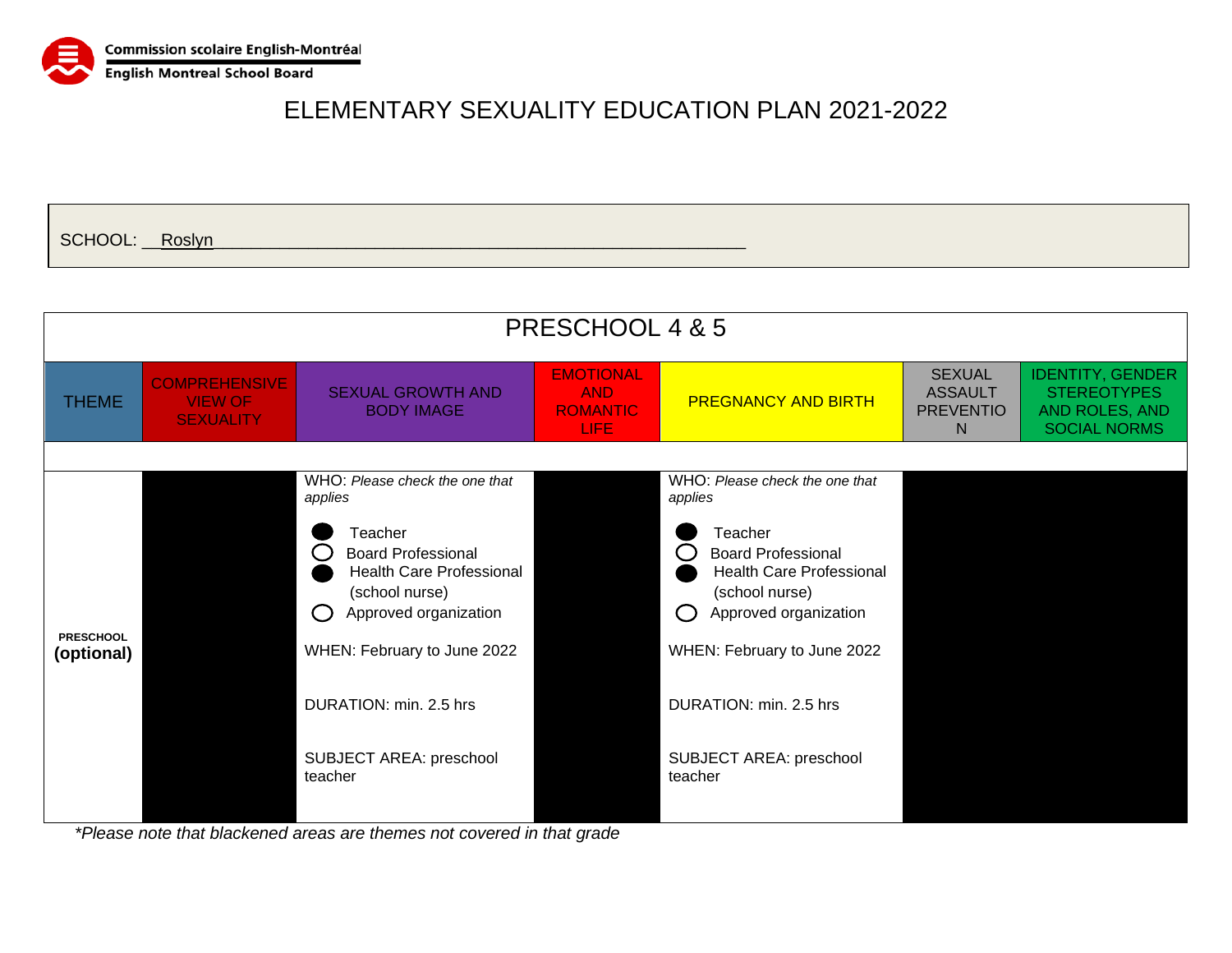Commission scolaire English-Montréal
English Montreal School Board

# ELEMENTARY SEXUALITY EDUCATION PLAN 2021-2022

SCHOOL: Roslyn

## PRESCHOOL 4 & 5

| THEME | COMPREHENSIVE VIEW OF SEXUALITY | SEXUAL GROWTH AND BODY IMAGE | EMOTIONAL AND ROMANTIC LIFE | PREGNANCY AND BIRTH | SEXUAL ASSAULT PREVENTION | IDENTITY, GENDER STEREOTYPES AND ROLES, AND SOCIAL NORMS |
|---|---|---|---|---|---|---|
| **PRESCHOOL (optional)** | | WHO: *Please check the one that applies*<br>● Teacher<br>○ Board Professional<br>● Health Care Professional (school nurse)<br>○ Approved organization<br><br>WHEN: February to June 2022<br><br>DURATION: min. 2.5 hrs<br><br>SUBJECT AREA: preschool teacher | | WHO: *Please check the one that applies*<br>● Teacher<br>○ Board Professional<br>● Health Care Professional (school nurse)<br>○ Approved organization<br><br>WHEN: February to June 2022<br><br>DURATION: min. 2.5 hrs<br><br>SUBJECT AREA: preschool teacher | | |

*\*Please note that blackened areas are themes not covered in that grade*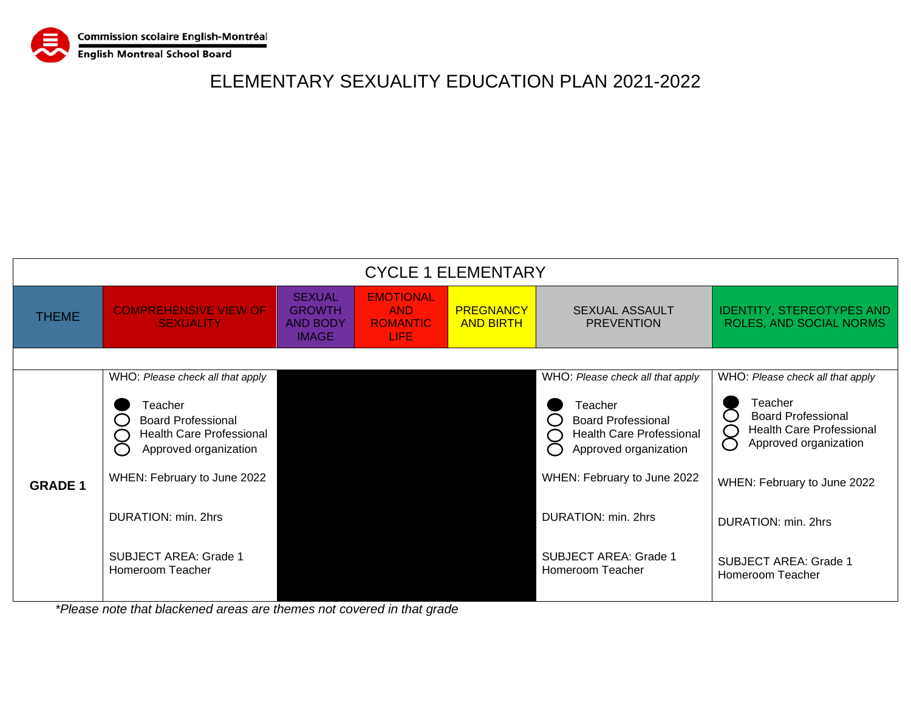Commission scolaire English-Montréal
English Montreal School Board

# ELEMENTARY SEXUALITY EDUCATION PLAN 2021-2022

| CYCLE 1 ELEMENTARY | | | | | | |
|---|---|---|---|---|---|---|
| THEME | COMPREHENSIVE VIEW OF SEXUALITY | SEXUAL GROWTH AND BODY IMAGE | EMOTIONAL AND ROMANTIC LIFE | PREGNANCY AND BIRTH | SEXUAL ASSAULT PREVENTION | IDENTITY, STEREOTYPES AND ROLES, AND SOCIAL NORMS |
| | | | | | | |
| **GRADE 1** | WHO: *Please check all that apply*<br>● Teacher<br>○ Board Professional<br>○ Health Care Professional<br>○ Approved organization<br><br>WHEN: February to June 2022<br><br>DURATION: min. 2hrs<br><br>SUBJECT AREA: Grade 1 Homeroom Teacher | | | | WHO: *Please check all that apply*<br>● Teacher<br>○ Board Professional<br>○ Health Care Professional<br>○ Approved organization<br><br>WHEN: February to June 2022<br><br>DURATION: min. 2hrs<br><br>SUBJECT AREA: Grade 1 Homeroom Teacher | WHO: *Please check all that apply*<br>● Teacher<br>○ Board Professional<br>○ Health Care Professional<br>○ Approved organization<br><br>WHEN: February to June 2022<br><br>DURATION: min. 2hrs<br><br>SUBJECT AREA: Grade 1 Homeroom Teacher |

*\*Please note that blackened areas are themes not covered in that grade*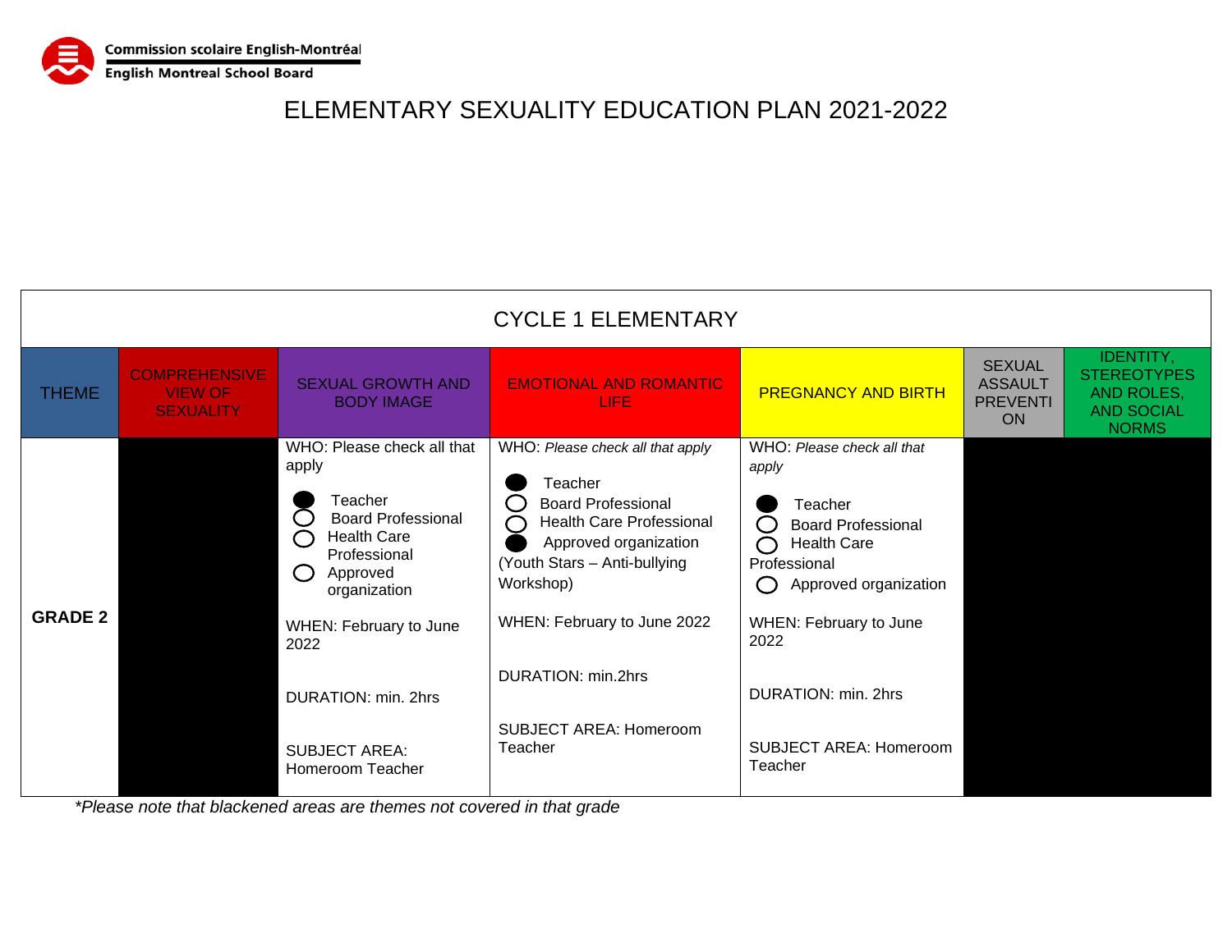Commission scolaire English-Montréal
English Montreal School Board

# ELEMENTARY SEXUALITY EDUCATION PLAN 2021-2022

| CYCLE 1 ELEMENTARY | | | | | | |
|---|---|---|---|---|---|---|
| THEME | COMPREHENSIVE VIEW OF SEXUALITY | SEXUAL GROWTH AND BODY IMAGE | EMOTIONAL AND ROMANTIC LIFE | PREGNANCY AND BIRTH | SEXUAL ASSAULT PREVENTION | IDENTITY, STEREOTYPES AND ROLES, AND SOCIAL NORMS |
| **GRADE 2** | | WHO: Please check all that apply<br><br>● Teacher<br>○ Board Professional<br>○ Health Care Professional<br>○ Approved organization<br><br>WHEN: February to June 2022<br><br>DURATION: min. 2hrs<br><br>SUBJECT AREA: Homeroom Teacher | WHO: *Please check all that apply*<br><br>● Teacher<br>○ Board Professional<br>○ Health Care Professional<br>● Approved organization<br>(Youth Stars – Anti-bullying Workshop)<br><br>WHEN: February to June 2022<br><br>DURATION: min.2hrs<br><br>SUBJECT AREA: Homeroom Teacher | WHO: *Please check all that apply*<br><br>● Teacher<br>○ Board Professional<br>○ Health Care Professional<br>○ Approved organization<br><br>WHEN: February to June 2022<br><br>DURATION: min. 2hrs<br><br>SUBJECT AREA: Homeroom Teacher | | |

**Please note that blackened areas are themes not covered in that grade*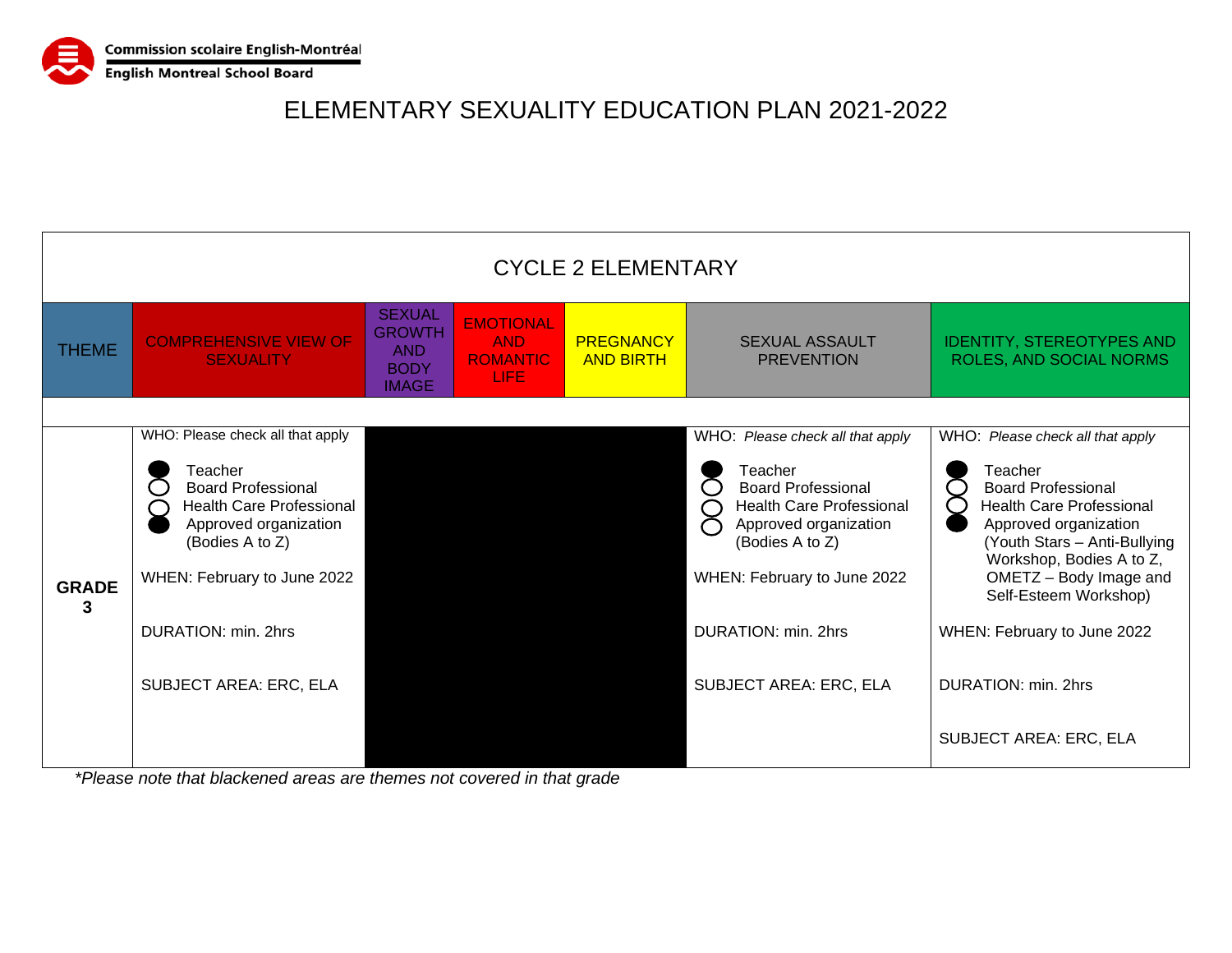Commission scolaire English-Montréal
English Montreal School Board

# ELEMENTARY SEXUALITY EDUCATION PLAN 2021-2022

| CYCLE 2 ELEMENTARY | | | | | | |
|---|---|---|---|---|---|---|
| THEME | COMPREHENSIVE VIEW OF SEXUALITY | SEXUAL GROWTH AND BODY IMAGE | EMOTIONAL AND ROMANTIC LIFE | PREGNANCY AND BIRTH | SEXUAL ASSAULT PREVENTION | IDENTITY, STEREOTYPES AND ROLES, AND SOCIAL NORMS |
| **GRADE 3** | WHO: Please check all that apply<br>● Teacher<br>○ Board Professional<br>○ Health Care Professional<br>● Approved organization (Bodies A to Z)<br><br>WHEN: February to June 2022<br><br>DURATION: min. 2hrs<br><br>SUBJECT AREA: ERC, ELA | | | | WHO: *Please check all that apply*<br>● Teacher<br>○ Board Professional<br>○ Health Care Professional<br>○ Approved organization (Bodies A to Z)<br><br>WHEN: February to June 2022<br><br>DURATION: min. 2hrs<br><br>SUBJECT AREA: ERC, ELA | WHO: *Please check all that apply*<br>● Teacher<br>○ Board Professional<br>○ Health Care Professional<br>● Approved organization (Youth Stars – Anti-Bullying Workshop, Bodies A to Z, OMETZ – Body Image and Self-Esteem Workshop)<br><br>WHEN: February to June 2022<br><br>DURATION: min. 2hrs<br><br>SUBJECT AREA: ERC, ELA |

*\*Please note that blackened areas are themes not covered in that grade*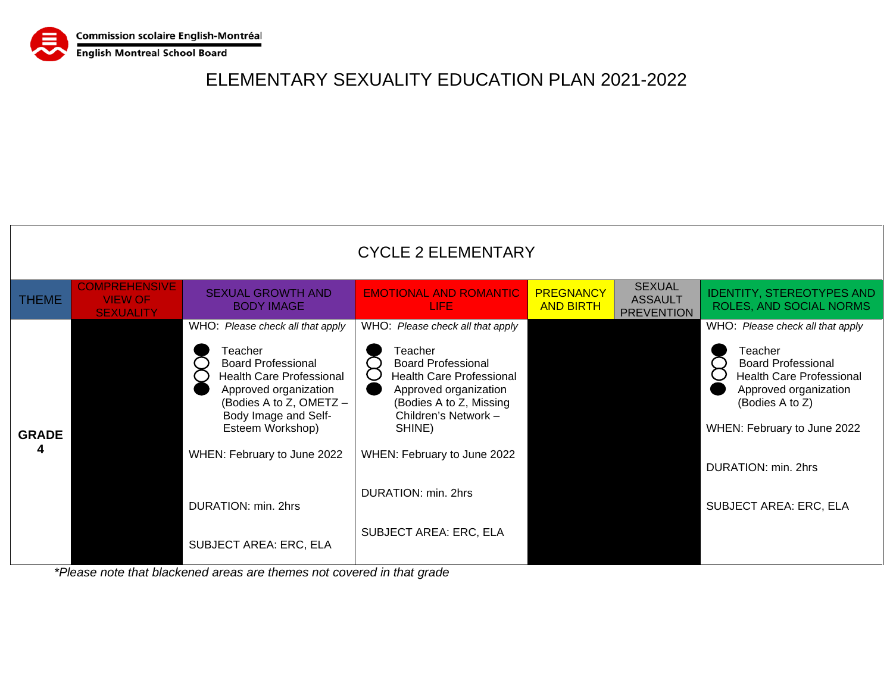Commission scolaire English-Montréal
English Montreal School Board

# ELEMENTARY SEXUALITY EDUCATION PLAN 2021-2022

| CYCLE 2 ELEMENTARY | | | | | | |
|---|---|---|---|---|---|---|
| THEME | COMPREHENSIVE VIEW OF SEXUALITY | SEXUAL GROWTH AND BODY IMAGE | EMOTIONAL AND ROMANTIC LIFE | PREGNANCY AND BIRTH | SEXUAL ASSAULT PREVENTION | IDENTITY, STEREOTYPES AND ROLES, AND SOCIAL NORMS |
| **GRADE 4** | | WHO: *Please check all that apply*<br><br>● Teacher<br>○ Board Professional<br>○ Health Care Professional<br>● Approved organization (Bodies A to Z, OMETZ – Body Image and Self-Esteem Workshop)<br><br>WHEN: February to June 2022<br><br>DURATION: min. 2hrs<br><br>SUBJECT AREA: ERC, ELA | WHO: *Please check all that apply*<br><br>● Teacher<br>○ Board Professional<br>○ Health Care Professional<br>● Approved organization (Bodies A to Z, Missing Children's Network – SHINE)<br><br>WHEN: February to June 2022<br><br>DURATION: min. 2hrs<br><br>SUBJECT AREA: ERC, ELA | | | WHO: *Please check all that apply*<br><br>● Teacher<br>○ Board Professional<br>○ Health Care Professional<br>● Approved organization (Bodies A to Z)<br><br>WHEN: February to June 2022<br><br>DURATION: min. 2hrs<br><br>SUBJECT AREA: ERC, ELA |

*\*Please note that blackened areas are themes not covered in that grade*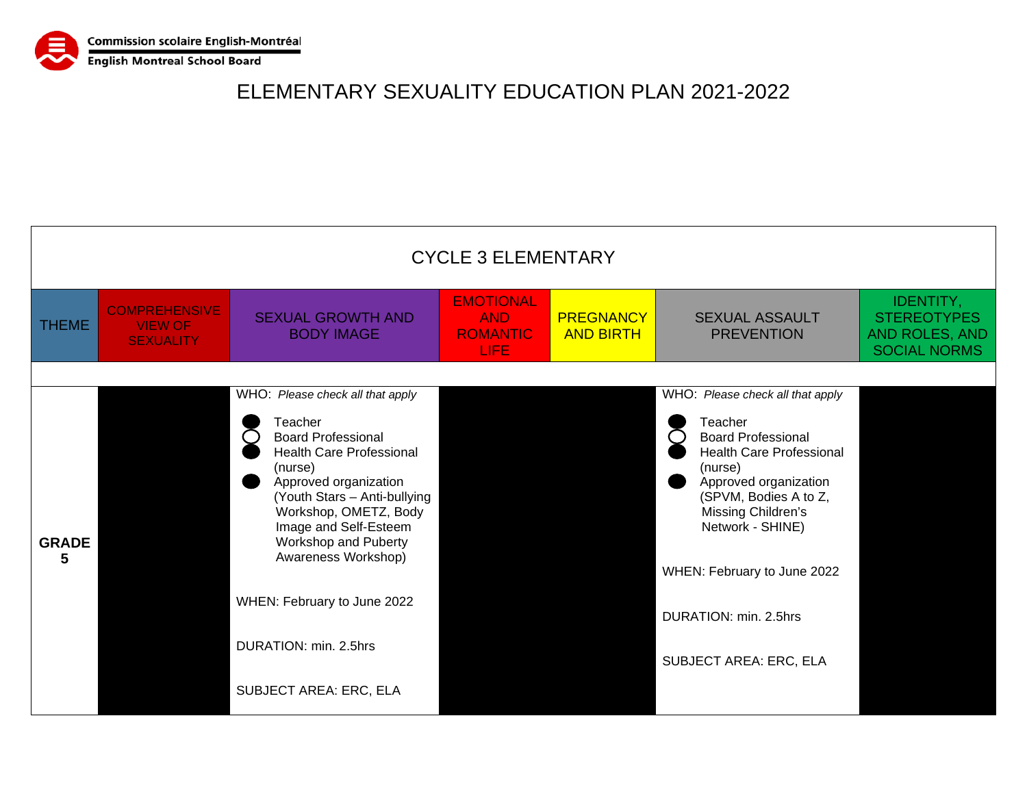Commission scolaire English-Montréal
English Montreal School Board

# ELEMENTARY SEXUALITY EDUCATION PLAN 2021-2022

| CYCLE 3 ELEMENTARY | | | | | | |
|---|---|---|---|---|---|---|
| THEME | COMPREHENSIVE VIEW OF SEXUALITY | SEXUAL GROWTH AND BODY IMAGE | EMOTIONAL AND ROMANTIC LIFE | PREGNANCY AND BIRTH | SEXUAL ASSAULT PREVENTION | IDENTITY, STEREOTYPES AND ROLES, AND SOCIAL NORMS |
| **GRADE 5** | | WHO: *Please check all that apply*<br>● Teacher<br>○ Board Professional<br>● Health Care Professional (nurse)<br>● Approved organization (Youth Stars – Anti-bullying Workshop, OMETZ, Body Image and Self-Esteem Workshop and Puberty Awareness Workshop)<br><br>WHEN: February to June 2022<br><br>DURATION: min. 2.5hrs<br><br>SUBJECT AREA: ERC, ELA | | | WHO: *Please check all that apply*<br>● Teacher<br>○ Board Professional<br>● Health Care Professional (nurse)<br>● Approved organization (SPVM, Bodies A to Z, Missing Children's Network - SHINE)<br><br>WHEN: February to June 2022<br><br>DURATION: min. 2.5hrs<br><br>SUBJECT AREA: ERC, ELA | |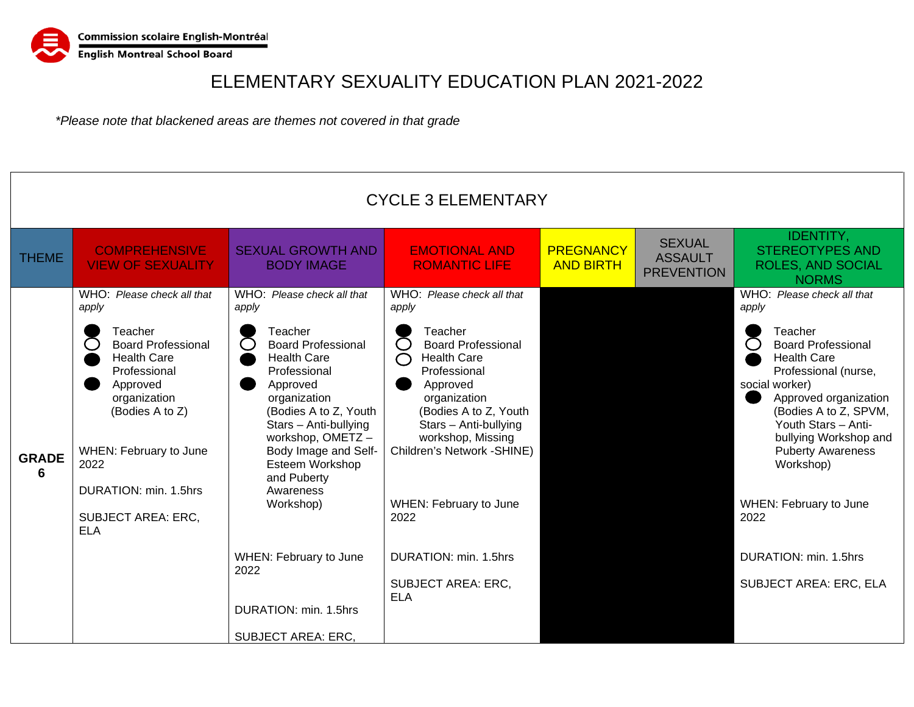Commission scolaire English-Montréal
English Montreal School Board

# ELEMENTARY SEXUALITY EDUCATION PLAN 2021-2022

*\*Please note that blackened areas are themes not covered in that grade*

| CYCLE 3 ELEMENTARY | | | | | | |
|---|---|---|---|---|---|---|
| THEME | COMPREHENSIVE VIEW OF SEXUALITY | SEXUAL GROWTH AND BODY IMAGE | EMOTIONAL AND ROMANTIC LIFE | PREGNANCY AND BIRTH | SEXUAL ASSAULT PREVENTION | IDENTITY, STEREOTYPES AND ROLES, AND SOCIAL NORMS |
| **GRADE 6** | WHO: *Please check all that apply*<br><br>● Teacher<br>○ Board Professional<br>● Health Care Professional<br>● Approved organization (Bodies A to Z)<br><br>WHEN: February to June 2022<br><br>DURATION: min. 1.5hrs<br><br>SUBJECT AREA: ERC, ELA | WHO: *Please check all that apply*<br><br>● Teacher<br>○ Board Professional<br>● Health Care Professional<br>● Approved organization (Bodies A to Z, Youth Stars – Anti-bullying workshop, OMETZ – Body Image and Self-Esteem Workshop and Puberty Awareness Workshop)<br><br>WHEN: February to June 2022<br><br>DURATION: min. 1.5hrs<br><br>SUBJECT AREA: ERC, | WHO: *Please check all that apply*<br><br>● Teacher<br>○ Board Professional<br>○ Health Care Professional<br>● Approved organization (Bodies A to Z, Youth Stars – Anti-bullying workshop, Missing Children's Network -SHINE)<br><br>WHEN: February to June 2022<br><br>DURATION: min. 1.5hrs<br><br>SUBJECT AREA: ERC, ELA | | | WHO: *Please check all that apply*<br><br>● Teacher<br>○ Board Professional<br>● Health Care Professional (nurse, social worker)<br>● Approved organization (Bodies A to Z, SPVM, Youth Stars – Anti-bullying Workshop and Puberty Awareness Workshop)<br><br>WHEN: February to June 2022<br><br>DURATION: min. 1.5hrs<br><br>SUBJECT AREA: ERC, ELA |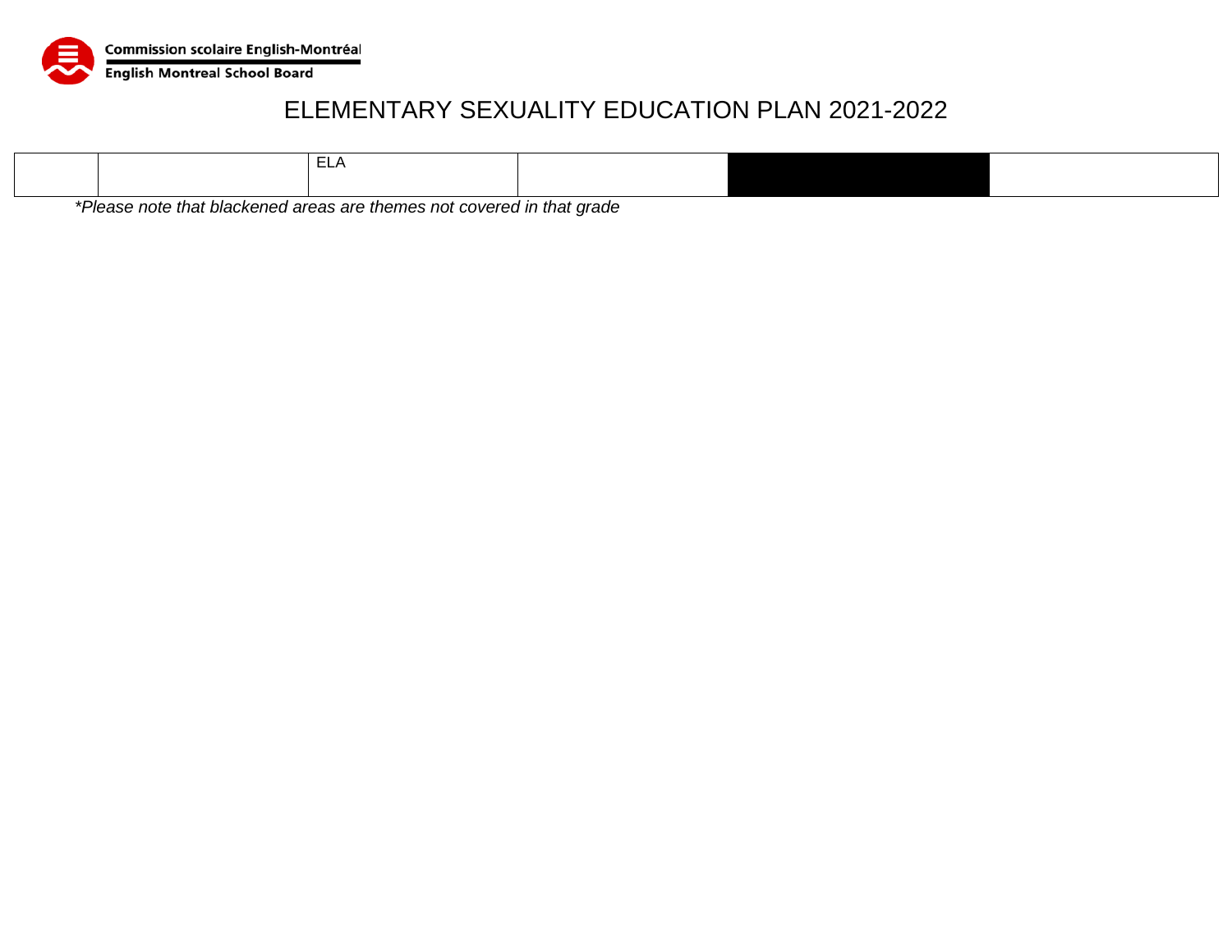# ELEMENTARY SEXUALITY EDUCATION PLAN 2021-2022

| | | | | | |
|---|---|---|---|---|---|
| | | ELA | | | |

*\*Please note that blackened areas are themes not covered in that grade*